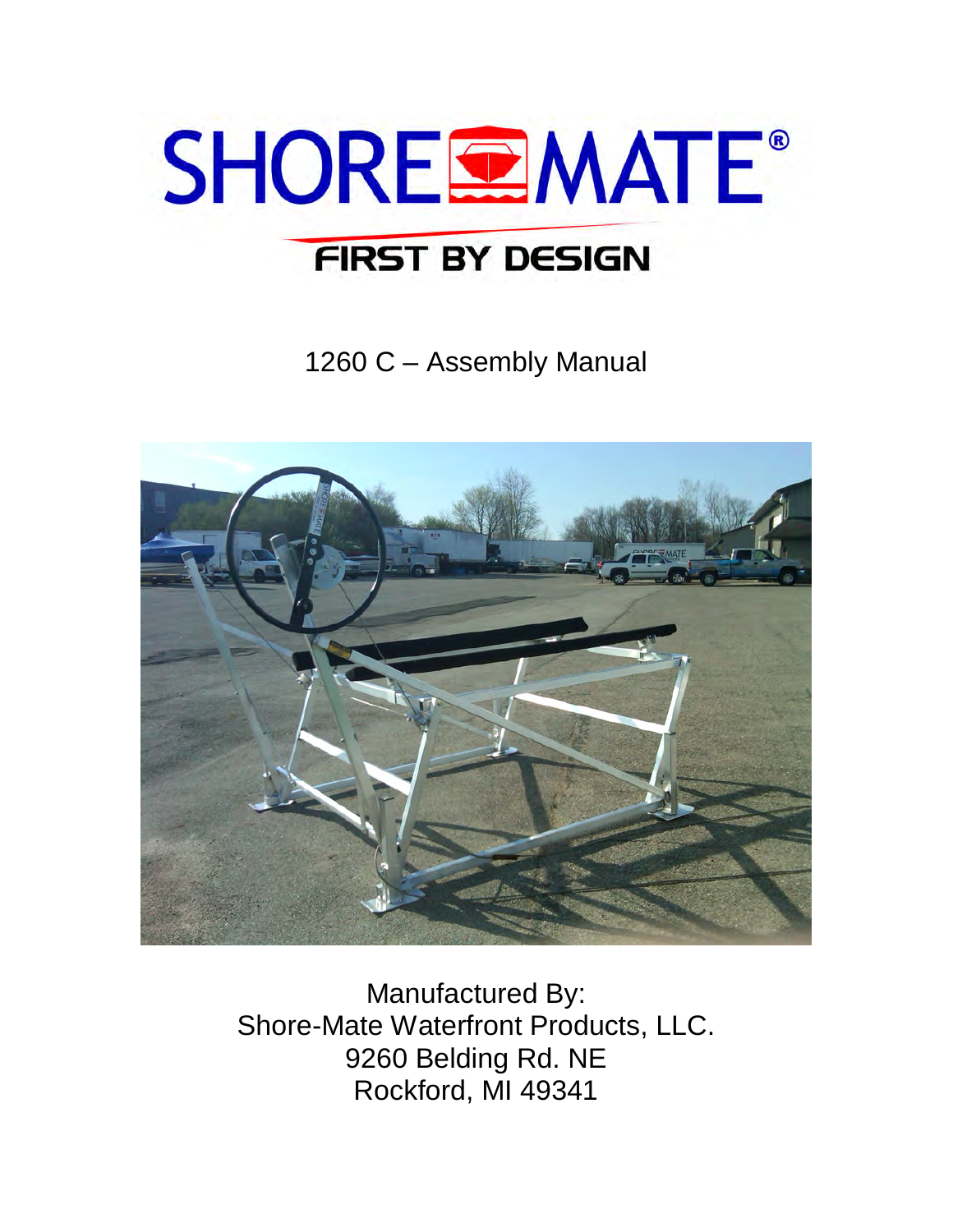# SHORE MATE®

FIRST BY DESIGN

## 1260 C – Assembly Manual

Manufactured By:
Shore-Mate Waterfront Products, LLC.
9260 Belding Rd. NE
Rockford, MI 49341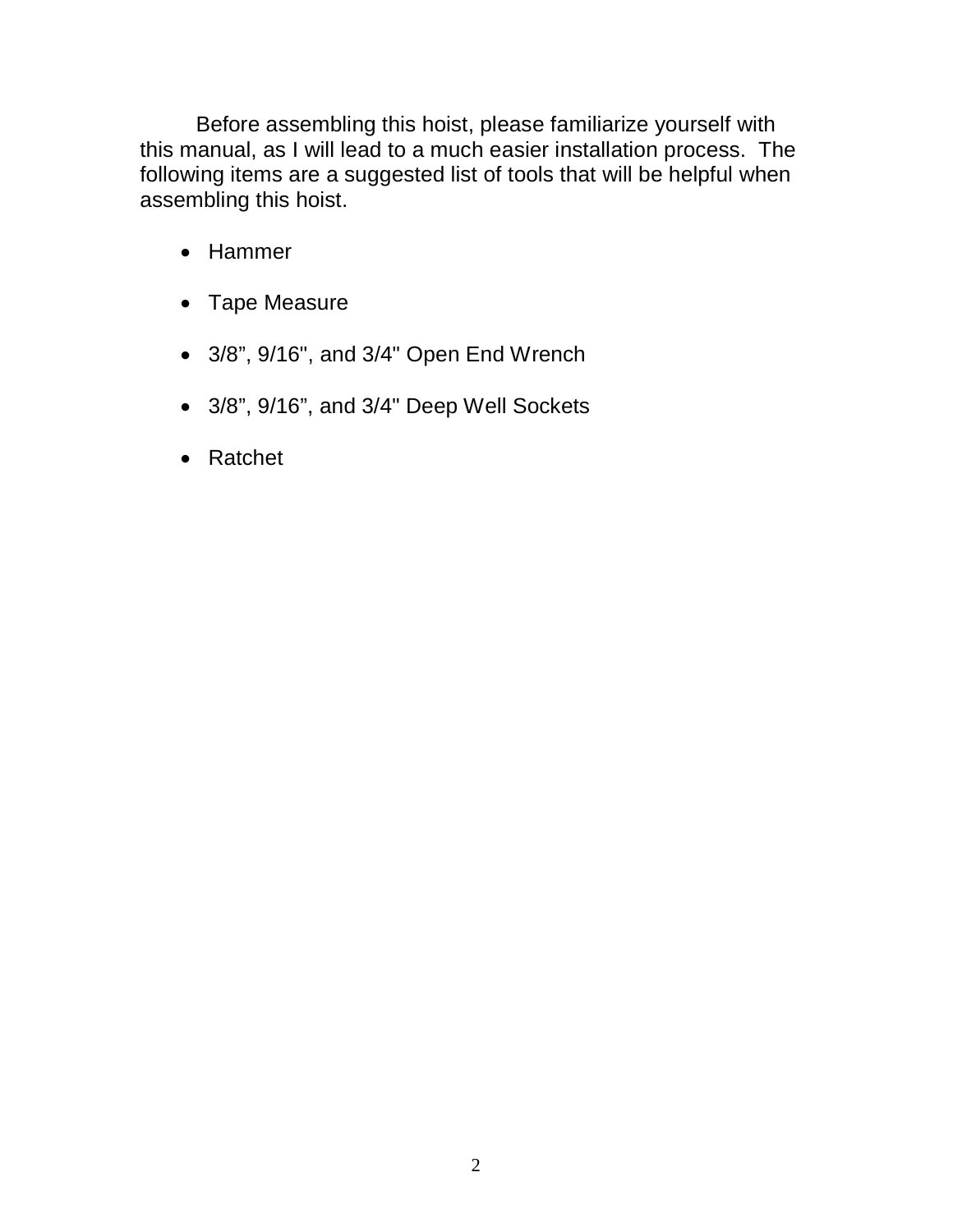Before assembling this hoist, please familiarize yourself with this manual, as I will lead to a much easier installation process. The following items are a suggested list of tools that will be helpful when assembling this hoist.

- Hammer
- Tape Measure
- 3/8”, 9/16", and 3/4" Open End Wrench
- 3/8”, 9/16”, and 3/4" Deep Well Sockets
- Ratchet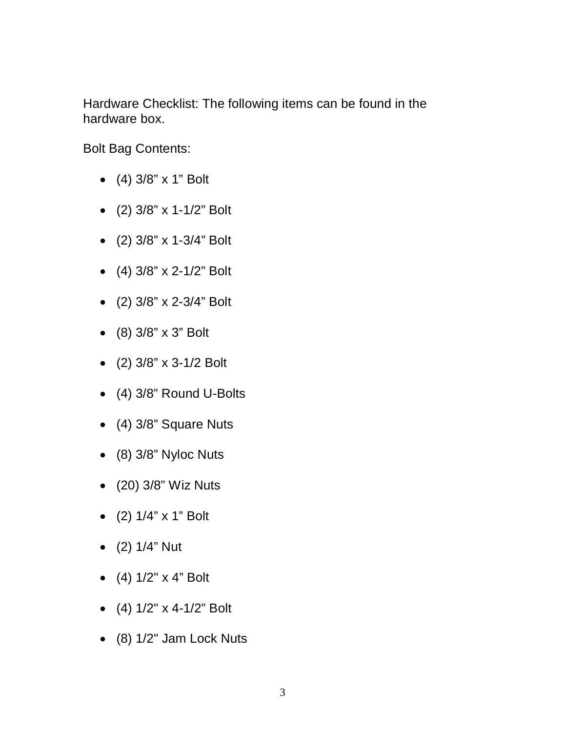Hardware Checklist: The following items can be found in the hardware box.

Bolt Bag Contents:

- (4) 3/8” x 1” Bolt
- (2) 3/8” x 1-1/2” Bolt
- (2) 3/8” x 1-3/4” Bolt
- (4) 3/8” x 2-1/2” Bolt
- (2) 3/8” x 2-3/4” Bolt
- (8) 3/8” x 3” Bolt
- (2) 3/8” x 3-1/2 Bolt
- (4) 3/8” Round U-Bolts
- (4) 3/8” Square Nuts
- (8) 3/8” Nyloc Nuts
- (20) 3/8” Wiz Nuts
- (2) 1/4” x 1” Bolt
- (2) 1/4” Nut
- (4) 1/2" x 4” Bolt
- (4) 1/2" x 4-1/2” Bolt
- (8) 1/2" Jam Lock Nuts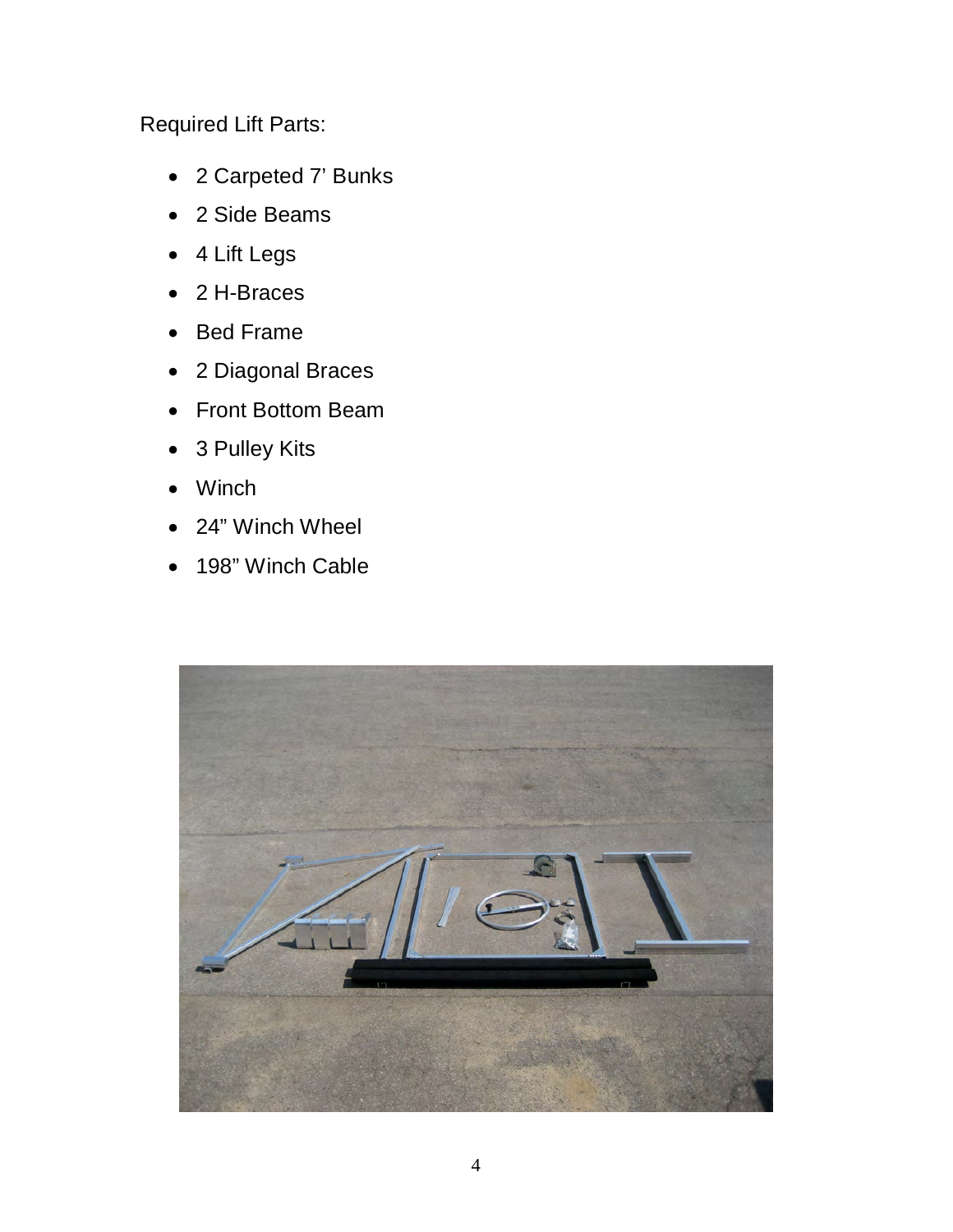Required Lift Parts:

- 2 Carpeted 7’ Bunks
- 2 Side Beams
- 4 Lift Legs
- 2 H-Braces
- Bed Frame
- 2 Diagonal Braces
- Front Bottom Beam
- 3 Pulley Kits
- Winch
- 24” Winch Wheel
- 198” Winch Cable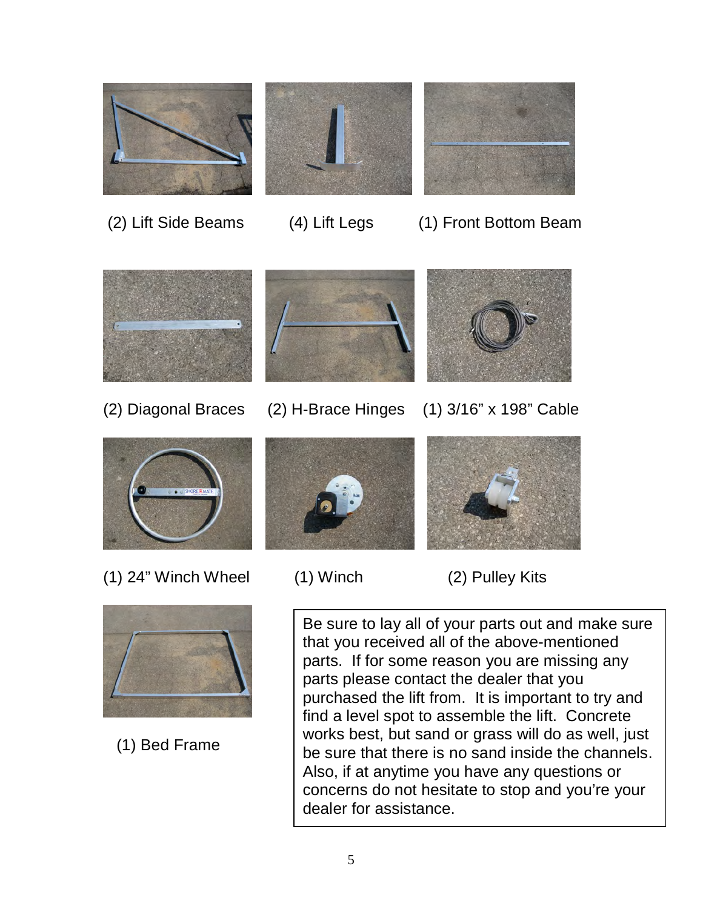(2) Lift Side Beams

(4) Lift Legs

(1) Front Bottom Beam

(2) Diagonal Braces

(2) H-Brace Hinges

(1) 3/16” x 198” Cable

(1) 24” Winch Wheel

(1) Winch

(2) Pulley Kits

(1) Bed Frame

Be sure to lay all of your parts out and make sure that you received all of the above-mentioned parts. If for some reason you are missing any parts please contact the dealer that you purchased the lift from. It is important to try and find a level spot to assemble the lift. Concrete works best, but sand or grass will do as well, just be sure that there is no sand inside the channels. Also, if at anytime you have any questions or concerns do not hesitate to stop and you’re your dealer for assistance.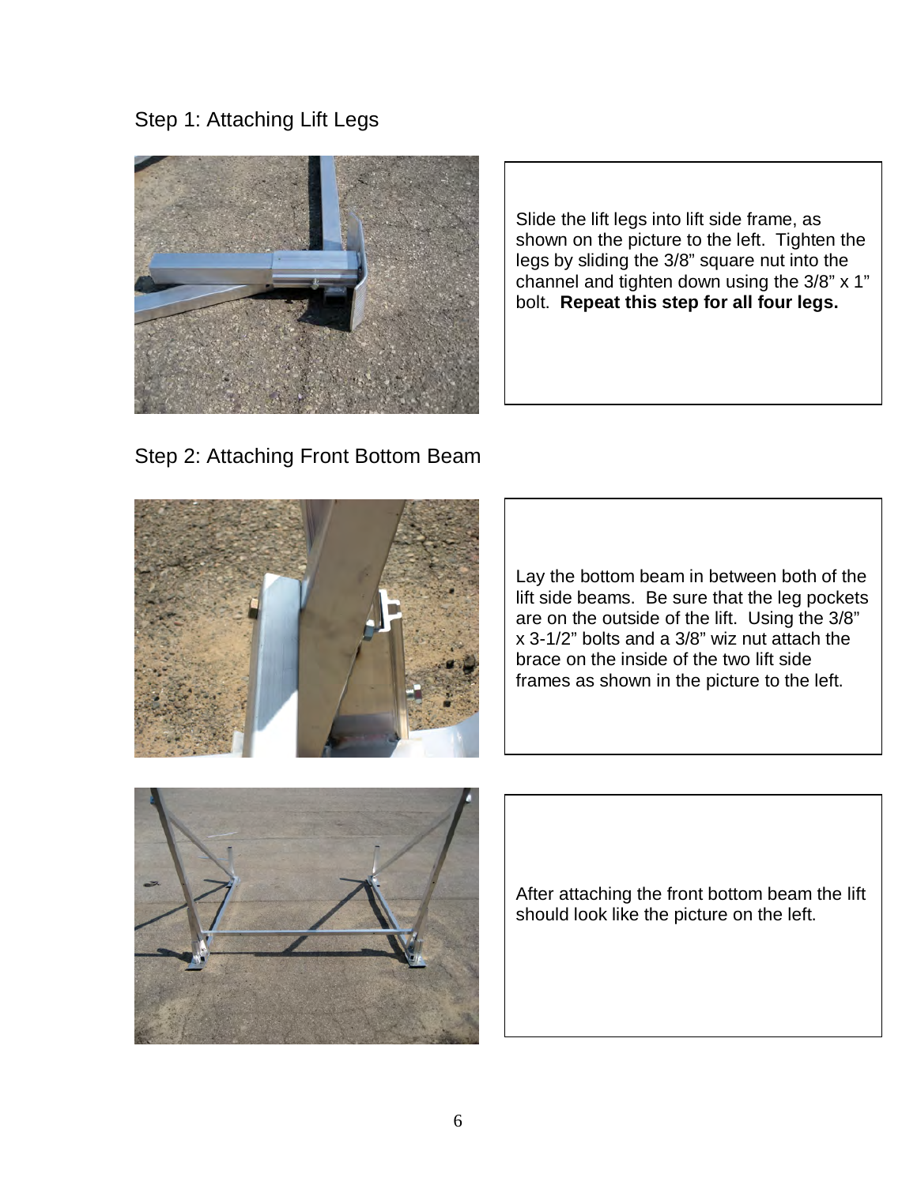## Step 1: Attaching Lift Legs

Slide the lift legs into lift side frame, as shown on the picture to the left. Tighten the legs by sliding the 3/8" square nut into the channel and tighten down using the 3/8" x 1" bolt. **Repeat this step for all four legs.**

## Step 2: Attaching Front Bottom Beam

Lay the bottom beam in between both of the lift side beams. Be sure that the leg pockets are on the outside of the lift. Using the 3/8" x 3-1/2" bolts and a 3/8" wiz nut attach the brace on the inside of the two lift side frames as shown in the picture to the left.

After attaching the front bottom beam the lift should look like the picture on the left.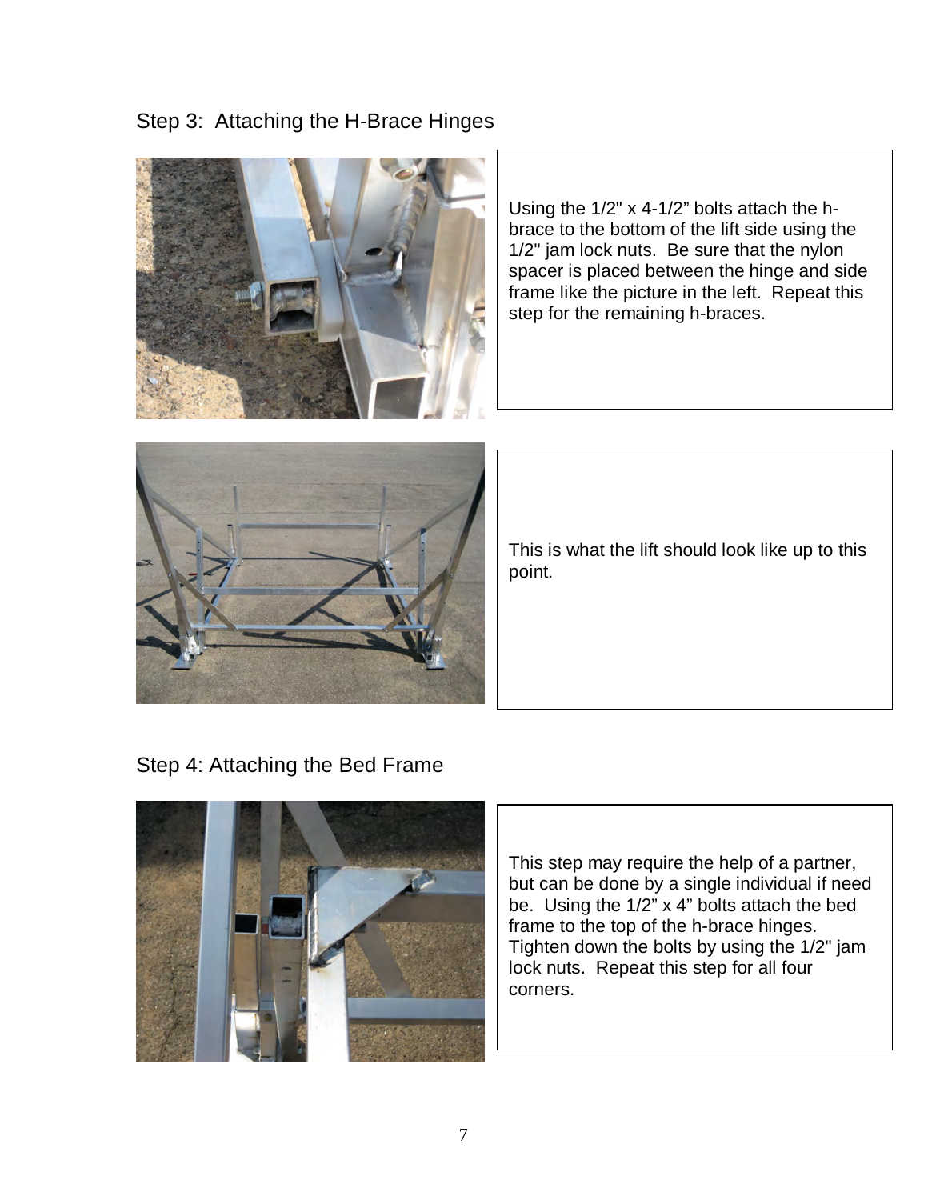## Step 3: Attaching the H-Brace Hinges

Using the 1/2" x 4-1/2" bolts attach the h-brace to the bottom of the lift side using the 1/2" jam lock nuts. Be sure that the nylon spacer is placed between the hinge and side frame like the picture in the left. Repeat this step for the remaining h-braces.

This is what the lift should look like up to this point.

## Step 4: Attaching the Bed Frame

This step may require the help of a partner, but can be done by a single individual if need be. Using the 1/2" x 4" bolts attach the bed frame to the top of the h-brace hinges. Tighten down the bolts by using the 1/2" jam lock nuts. Repeat this step for all four corners.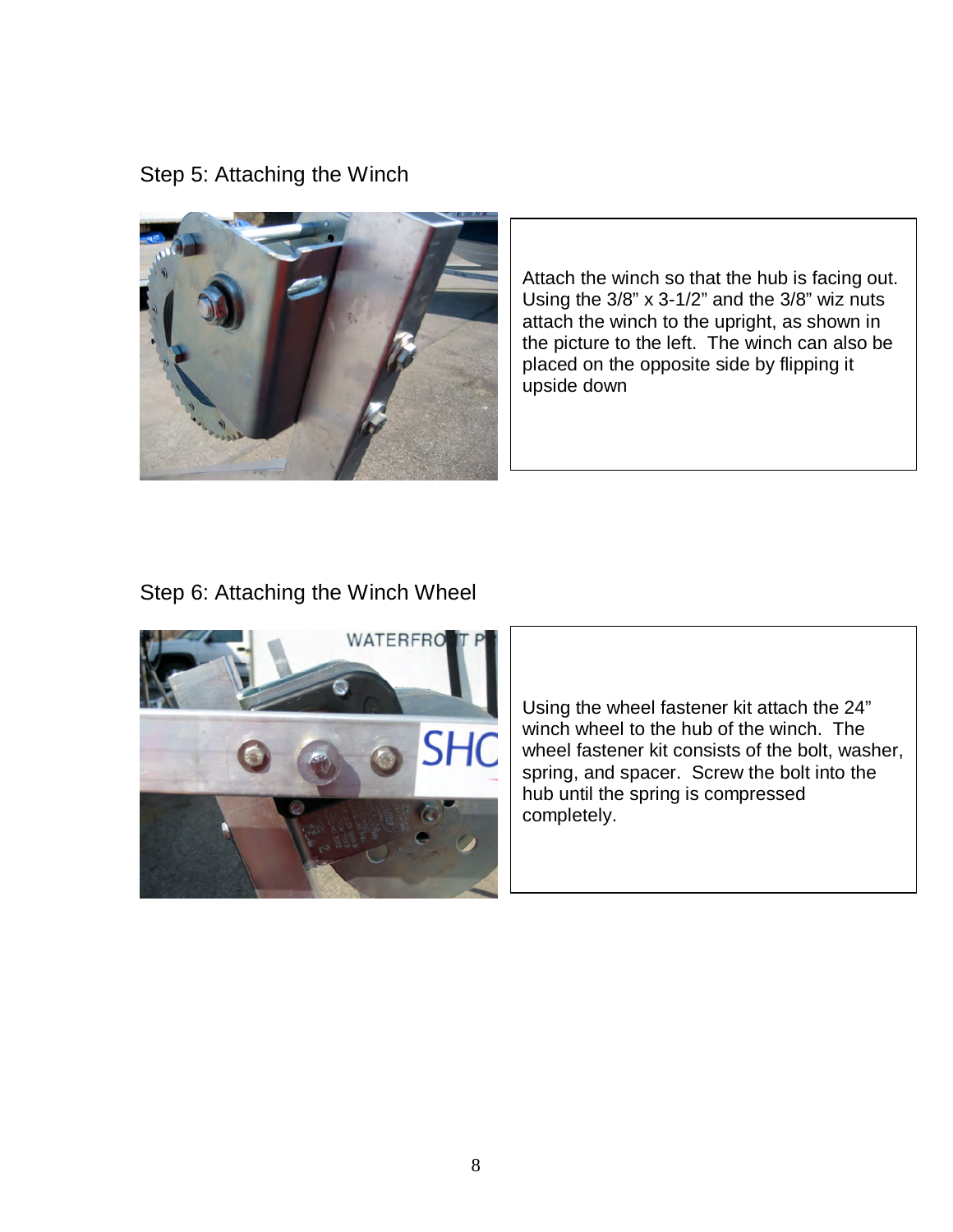## Step 5: Attaching the Winch

Attach the winch so that the hub is facing out. Using the 3/8" x 3-1/2" and the 3/8" wiz nuts attach the winch to the upright, as shown in the picture to the left. The winch can also be placed on the opposite side by flipping it upside down

## Step 6: Attaching the Winch Wheel

Using the wheel fastener kit attach the 24" winch wheel to the hub of the winch. The wheel fastener kit consists of the bolt, washer, spring, and spacer. Screw the bolt into the hub until the spring is compressed completely.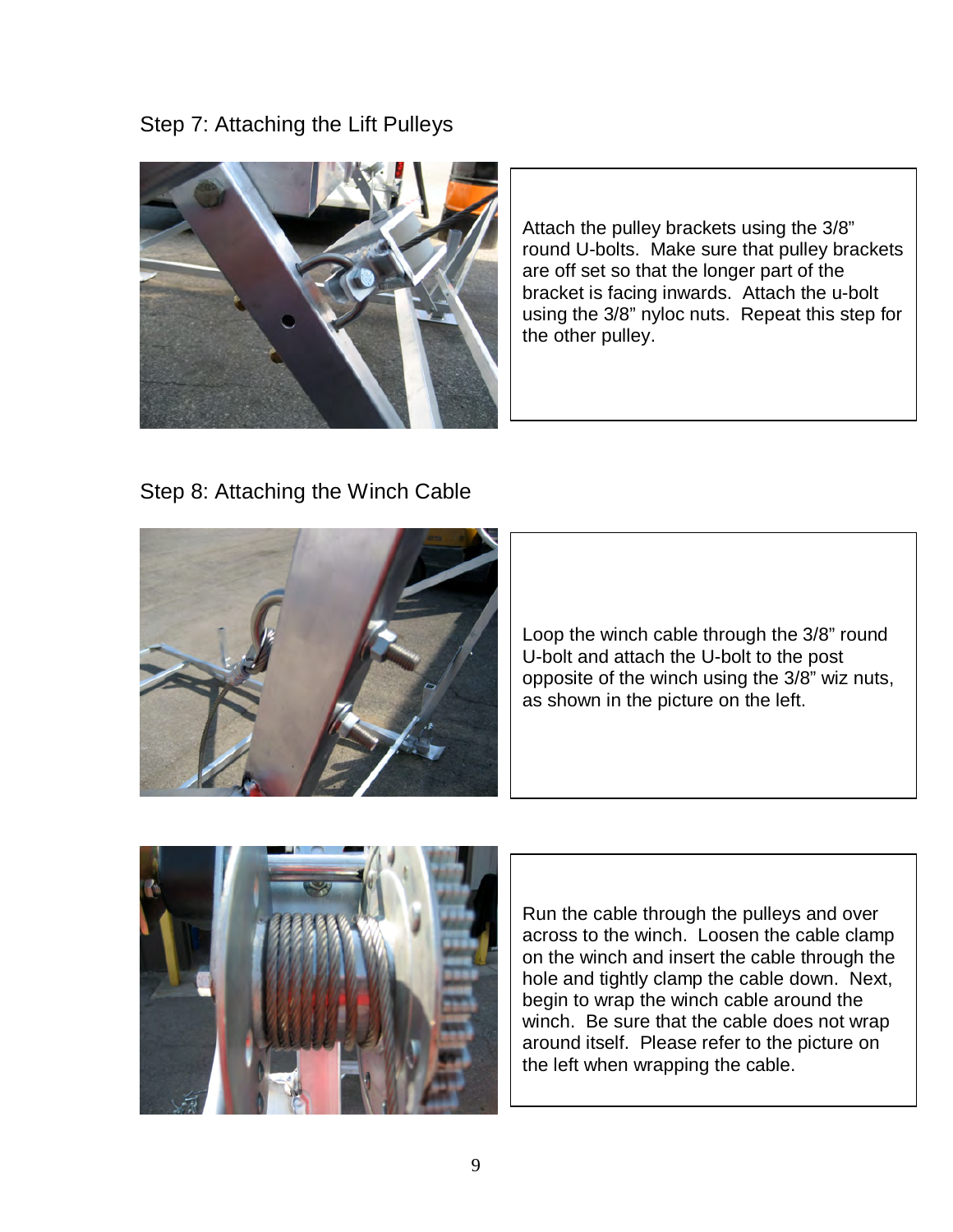## Step 7: Attaching the Lift Pulleys

Attach the pulley brackets using the 3/8" round U-bolts. Make sure that pulley brackets are off set so that the longer part of the bracket is facing inwards. Attach the u-bolt using the 3/8" nyloc nuts. Repeat this step for the other pulley.

## Step 8: Attaching the Winch Cable

Loop the winch cable through the 3/8" round U-bolt and attach the U-bolt to the post opposite of the winch using the 3/8" wiz nuts, as shown in the picture on the left.

Run the cable through the pulleys and over across to the winch. Loosen the cable clamp on the winch and insert the cable through the hole and tightly clamp the cable down. Next, begin to wrap the winch cable around the winch. Be sure that the cable does not wrap around itself. Please refer to the picture on the left when wrapping the cable.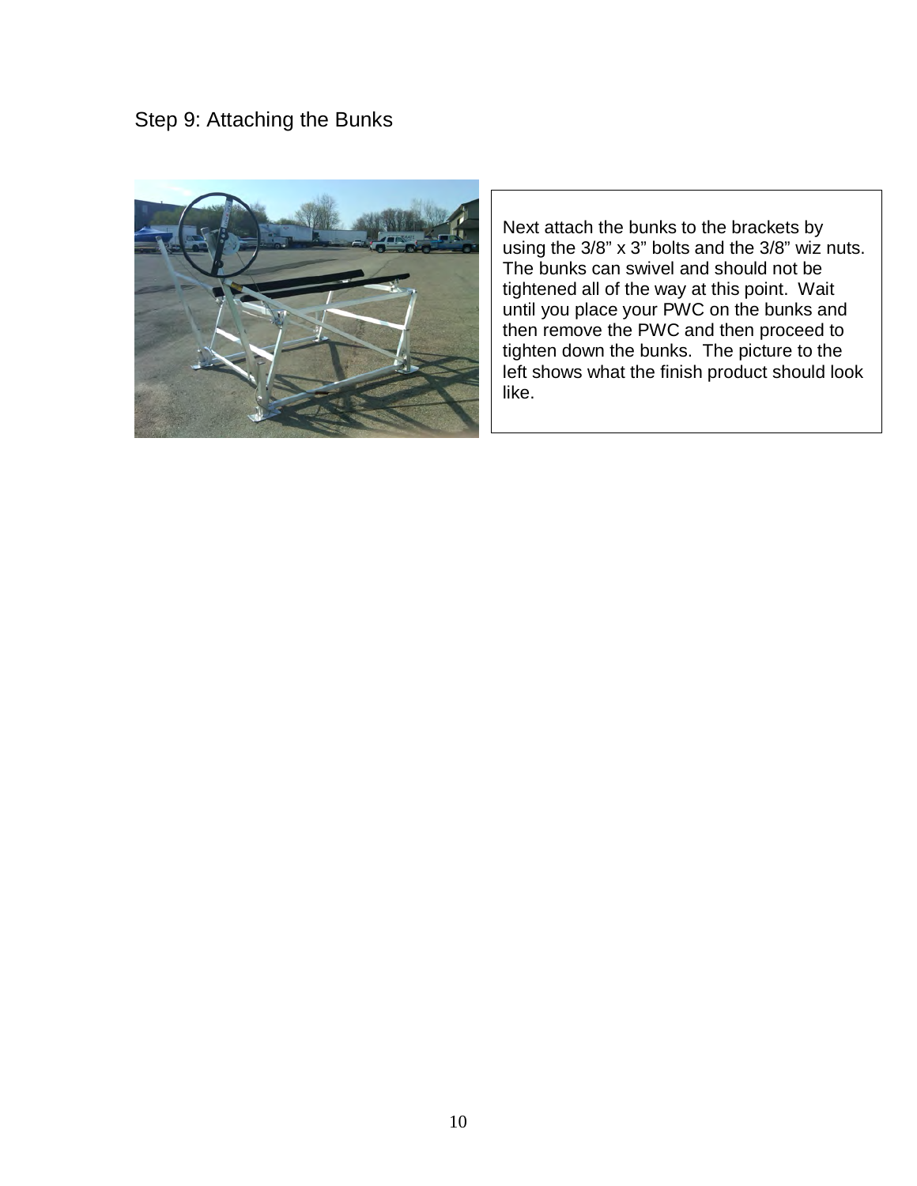## Step 9: Attaching the Bunks

Next attach the bunks to the brackets by using the 3/8" x 3" bolts and the 3/8" wiz nuts. The bunks can swivel and should not be tightened all of the way at this point. Wait until you place your PWC on the bunks and then remove the PWC and then proceed to tighten down the bunks. The picture to the left shows what the finish product should look like.